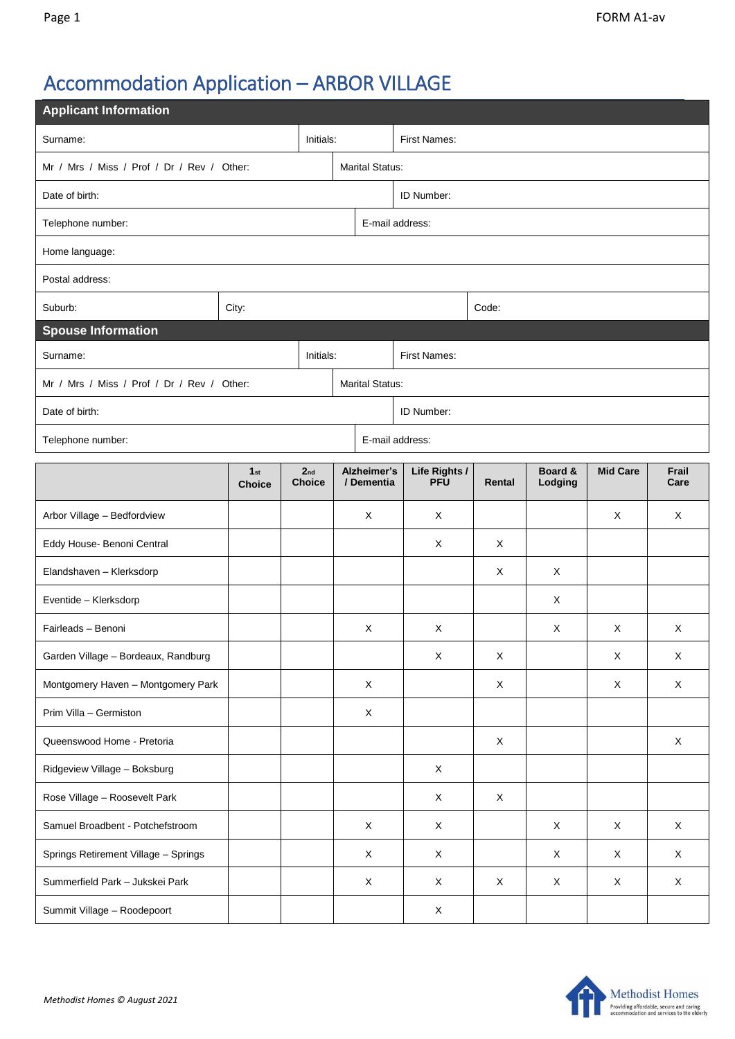# Accommodation Application – ARBOR VILLAGE

## Applicant Information

| | | |
|---|---|---|
| Surname: | Initials: | First Names: |
| Mr / Mrs / Miss / Prof / Dr / Rev / Other: | Marital Status: | |
| Date of birth: | ID Number: | |
| Telephone number: | E-mail address: | |
| Home language: | | |
| Postal address: | | |
| Suburb: | City: | Code: |

## Spouse Information

| | | |
|---|---|---|
| Surname: | Initials: | First Names: |
| Mr / Mrs / Miss / Prof / Dr / Rev / Other: | Marital Status: | |
| Date of birth: | ID Number: | |
| Telephone number: | E-mail address: | |

| | 1st Choice | 2nd Choice | Alzheimer's / Dementia | Life Rights / PFU | Rental | Board & Lodging | Mid Care | Frail Care |
|---|---|---|---|---|---|---|---|---|
| Arbor Village – Bedfordview | | | X | X | | | X | X |
| Eddy House- Benoni Central | | | | X | X | | | |
| Elandshaven – Klerksdorp | | | | | X | X | | |
| Eventide – Klerksdorp | | | | | | X | | |
| Fairleads – Benoni | | | X | X | | X | X | X |
| Garden Village – Bordeaux, Randburg | | | | X | X | | X | X |
| Montgomery Haven – Montgomery Park | | | X | | X | | X | X |
| Prim Villa – Germiston | | | X | | | | | |
| Queenswood Home - Pretoria | | | | | X | | | X |
| Ridgeview Village – Boksburg | | | | X | | | | |
| Rose Village – Roosevelt Park | | | | X | X | | | |
| Samuel Broadbent - Potchefstroom | | | X | X | | X | X | X |
| Springs Retirement Village – Springs | | | X | X | | X | X | X |
| Summerfield Park – Jukskei Park | | | X | X | X | X | X | X |
| Summit Village – Roodepoort | | | | X | | | | |

*Methodist Homes © August 2021*

Methodist Homes
Providing affordable, secure and caring accommodation and services to the elderly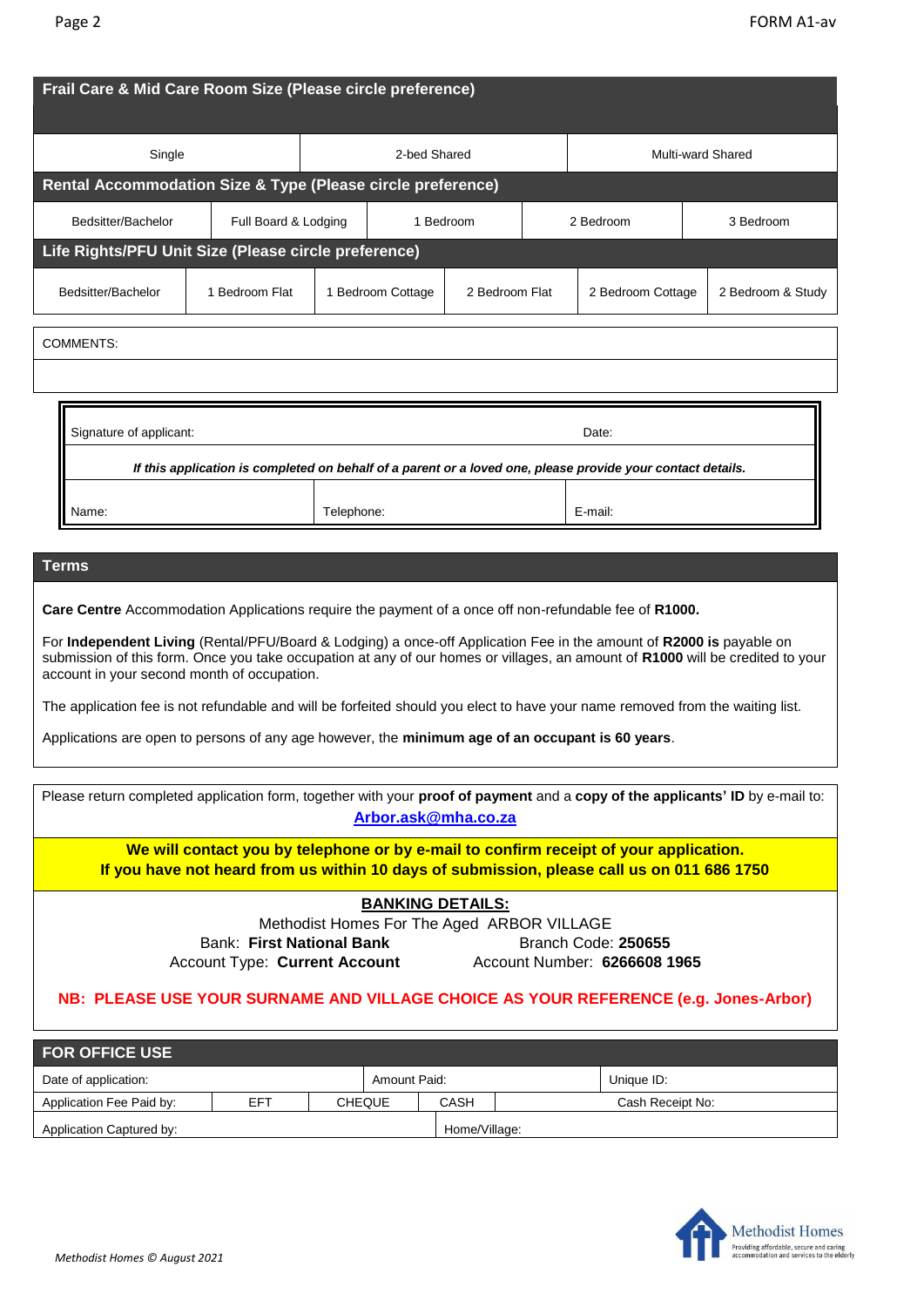| Frail Care & Mid Care Room Size (Please circle preference) | | |
|---|---|---|
| Single | 2-bed Shared | Multi-ward Shared |

| Rental Accommodation Size & Type (Please circle preference) | | | | |
|---|---|---|---|---|
| Bedsitter/Bachelor | Full Board & Lodging | 1 Bedroom | 2 Bedroom | 3 Bedroom |

| Life Rights/PFU Unit Size (Please circle preference) | | | | | |
|---|---|---|---|---|---|
| Bedsitter/Bachelor | 1 Bedroom Flat | 1 Bedroom Cottage | 2 Bedroom Flat | 2 Bedroom Cottage | 2 Bedroom & Study |

COMMENTS:

| Signature of applicant: | | Date: |
|---|---|---|
| ***If this application is completed on behalf of a parent or a loved one, please provide your contact details.*** | | |
| Name: | Telephone: | E-mail: |

## Terms

**Care Centre** Accommodation Applications require the payment of a once off non-refundable fee of **R1000.**

For **Independent Living** (Rental/PFU/Board & Lodging) a once-off Application Fee in the amount of **R2000 is** payable on submission of this form. Once you take occupation at any of our homes or villages, an amount of **R1000** will be credited to your account in your second month of occupation.

The application fee is not refundable and will be forfeited should you elect to have your name removed from the waiting list.

Applications are open to persons of any age however, the **minimum age of an occupant is 60 years**.

Please return completed application form, together with your **proof of payment** and a **copy of the applicants' ID** by e-mail to: **Arbor.ask@mha.co.za**

**We will contact you by telephone or by e-mail to confirm receipt of your application.**
**If you have not heard from us within 10 days of submission, please call us on 011 686 1750**

**BANKING DETAILS:**

Methodist Homes For The Aged ARBOR VILLAGE

Bank: **First National Bank** Branch Code: **250655**

Account Type: **Current Account** Account Number: **6266608 1965**

**NB: PLEASE USE YOUR SURNAME AND VILLAGE CHOICE AS YOUR REFERENCE (e.g. Jones-Arbor)**

| FOR OFFICE USE | | | | |
|---|---|---|---|---|
| Date of application: | | Amount Paid: | | Unique ID: |
| Application Fee Paid by: | EFT | CHEQUE | CASH | Cash Receipt No: |
| Application Captured by: | | | Home/Village: | |

*Methodist Homes © August 2021*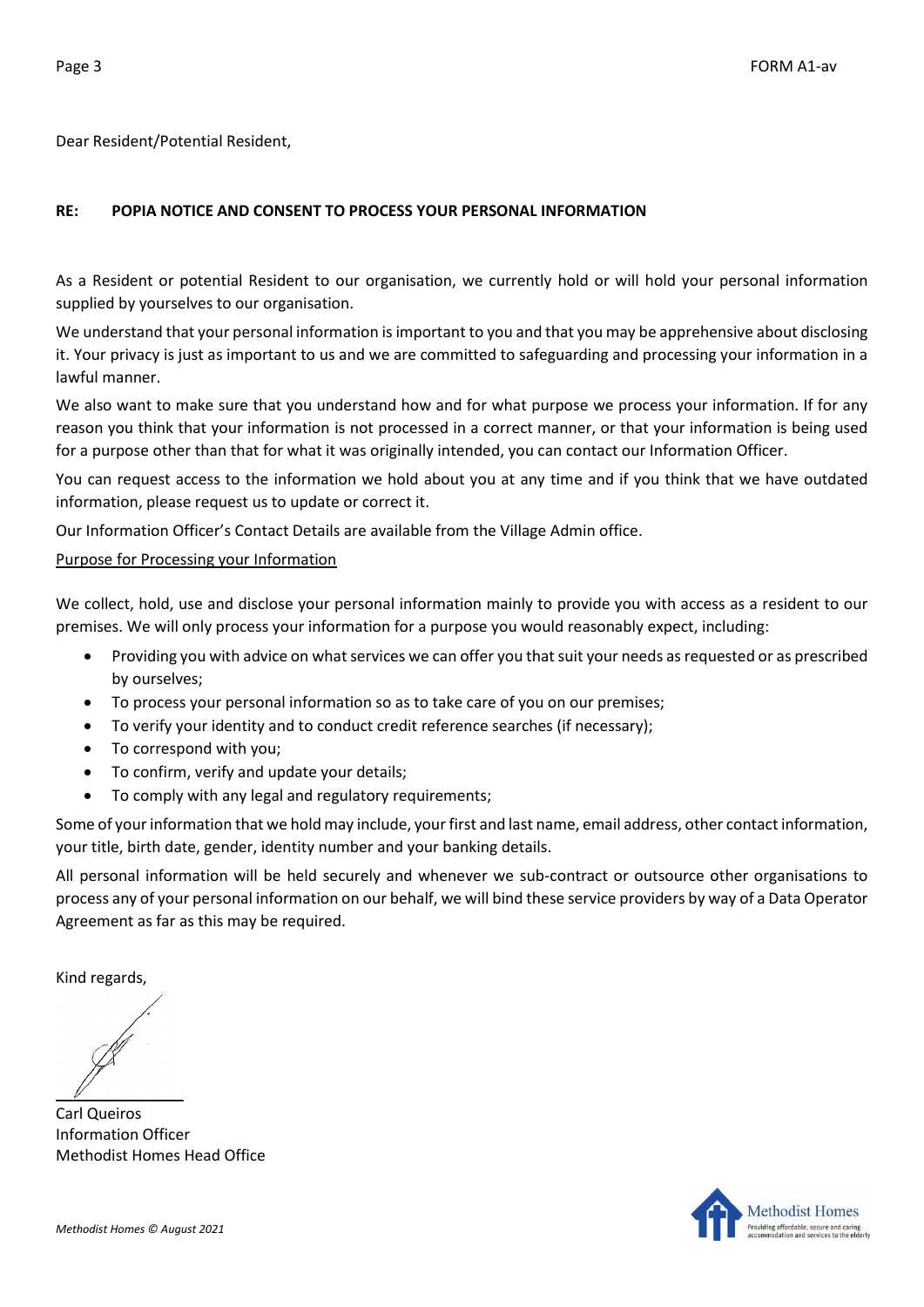Dear Resident/Potential Resident,

**RE: POPIA NOTICE AND CONSENT TO PROCESS YOUR PERSONAL INFORMATION**

As a Resident or potential Resident to our organisation, we currently hold or will hold your personal information supplied by yourselves to our organisation.

We understand that your personal information is important to you and that you may be apprehensive about disclosing it. Your privacy is just as important to us and we are committed to safeguarding and processing your information in a lawful manner.

We also want to make sure that you understand how and for what purpose we process your information. If for any reason you think that your information is not processed in a correct manner, or that your information is being used for a purpose other than that for what it was originally intended, you can contact our Information Officer.

You can request access to the information we hold about you at any time and if you think that we have outdated information, please request us to update or correct it.

Our Information Officer's Contact Details are available from the Village Admin office.

<u>Purpose for Processing your Information</u>

We collect, hold, use and disclose your personal information mainly to provide you with access as a resident to our premises. We will only process your information for a purpose you would reasonably expect, including:

- Providing you with advice on what services we can offer you that suit your needs as requested or as prescribed by ourselves;
- To process your personal information so as to take care of you on our premises;
- To verify your identity and to conduct credit reference searches (if necessary);
- To correspond with you;
- To confirm, verify and update your details;
- To comply with any legal and regulatory requirements;

Some of your information that we hold may include, your first and last name, email address, other contact information, your title, birth date, gender, identity number and your banking details.

All personal information will be held securely and whenever we sub-contract or outsource other organisations to process any of your personal information on our behalf, we will bind these service providers by way of a Data Operator Agreement as far as this may be required.

Kind regards,

Carl Queiros
Information Officer
Methodist Homes Head Office

*Methodist Homes © August 2021*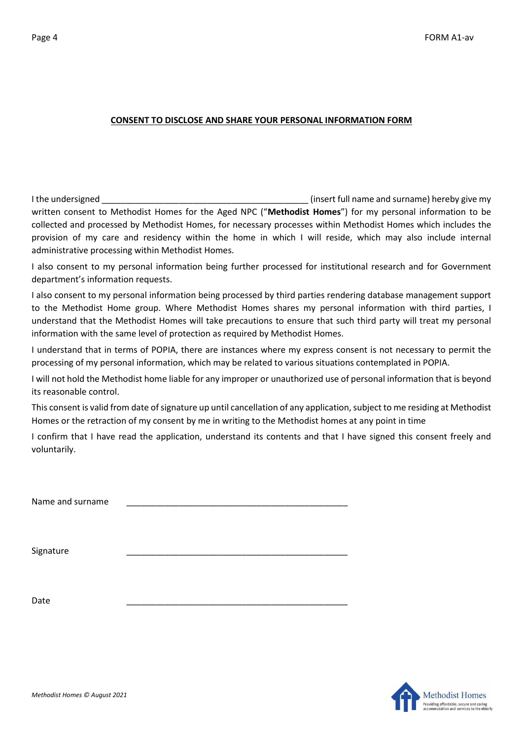**CONSENT TO DISCLOSE AND SHARE YOUR PERSONAL INFORMATION FORM**

I the undersigned ____________________________________________ (insert full name and surname) hereby give my written consent to Methodist Homes for the Aged NPC ("**Methodist Homes**") for my personal information to be collected and processed by Methodist Homes, for necessary processes within Methodist Homes which includes the provision of my care and residency within the home in which I will reside, which may also include internal administrative processing within Methodist Homes.

I also consent to my personal information being further processed for institutional research and for Government department's information requests.

I also consent to my personal information being processed by third parties rendering database management support to the Methodist Home group. Where Methodist Homes shares my personal information with third parties, I understand that the Methodist Homes will take precautions to ensure that such third party will treat my personal information with the same level of protection as required by Methodist Homes.

I understand that in terms of POPIA, there are instances where my express consent is not necessary to permit the processing of my personal information, which may be related to various situations contemplated in POPIA.

I will not hold the Methodist home liable for any improper or unauthorized use of personal information that is beyond its reasonable control.

This consent is valid from date of signature up until cancellation of any application, subject to me residing at Methodist Homes or the retraction of my consent by me in writing to the Methodist homes at any point in time

I confirm that I have read the application, understand its contents and that I have signed this consent freely and voluntarily.

Name and surname ______________________________________________

Signature ______________________________________________

Date ______________________________________________

*Methodist Homes © August 2021*

Methodist Homes
Providing affordable, secure and caring accommodation and services to the elderly